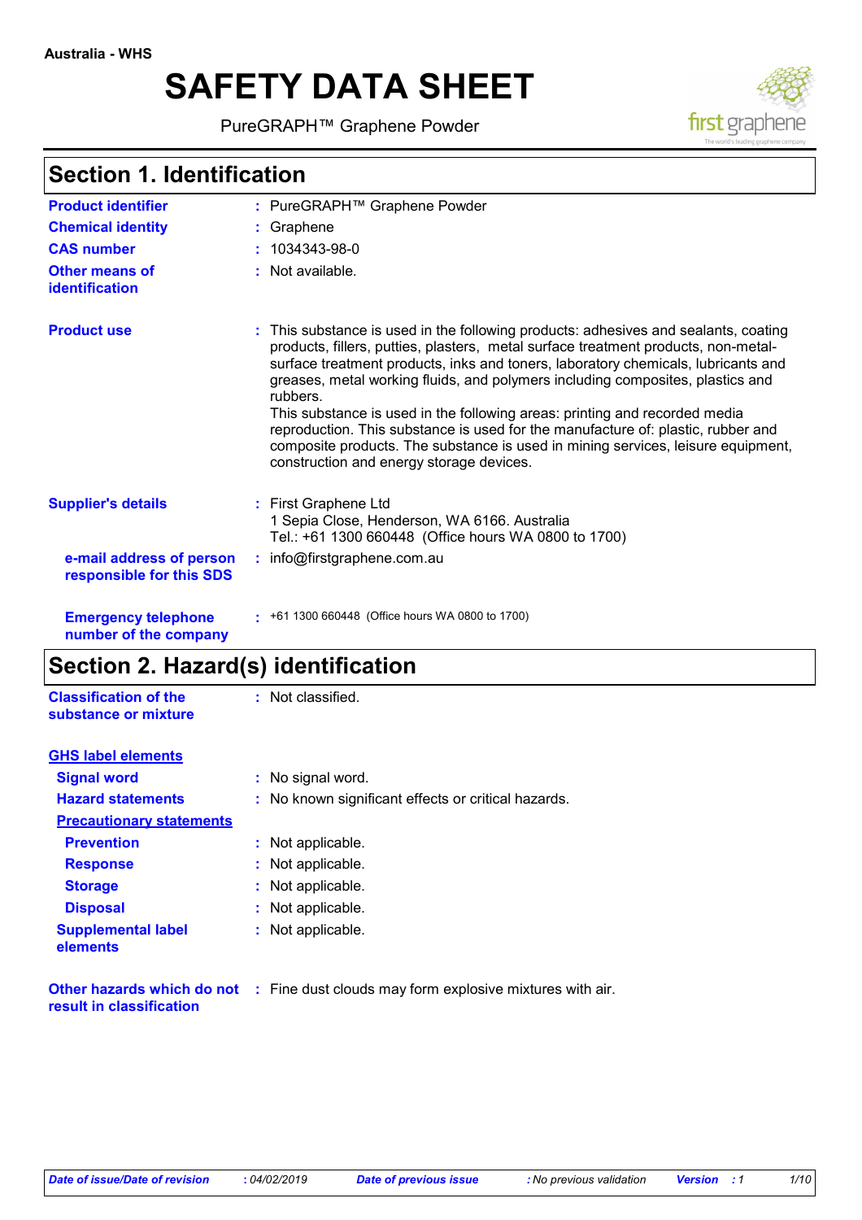Australia - WHS

# SAFETY DATA SHEET

PureGRAPH™ Graphene Powder

## Section 1. Identification

**Product identifier** : PureGRAPH™ Graphene Powder

**Chemical identity** : Graphene

**CAS number** : 1034343-98-0

**Other means of identification** : Not available.

**Product use** : This substance is used in the following products: adhesives and sealants, coating products, fillers, putties, plasters, metal surface treatment products, non-metal-surface treatment products, inks and toners, laboratory chemicals, lubricants and greases, metal working fluids, and polymers including composites, plastics and rubbers.
This substance is used in the following areas: printing and recorded media reproduction. This substance is used for the manufacture of: plastic, rubber and composite products. The substance is used in mining services, leisure equipment, construction and energy storage devices.

**Supplier's details** : First Graphene Ltd
1 Sepia Close, Henderson, WA 6166. Australia
Tel.: +61 1300 660448 (Office hours WA 0800 to 1700)

**e-mail address of person responsible for this SDS** : info@firstgraphene.com.au

**Emergency telephone number of the company** : +61 1300 660448 (Office hours WA 0800 to 1700)

## Section 2. Hazard(s) identification

**Classification of the substance or mixture** : Not classified.

**GHS label elements**

**Signal word** : No signal word.

**Hazard statements** : No known significant effects or critical hazards.

**Precautionary statements**

**Prevention** : Not applicable.

**Response** : Not applicable.

**Storage** : Not applicable.

**Disposal** : Not applicable.

**Supplemental label elements** : Not applicable.

**Other hazards which do not result in classification** : Fine dust clouds may form explosive mixtures with air.

*Date of issue/Date of revision* : *04/02/2019* *Date of previous issue* : *No previous validation* *Version* : *1*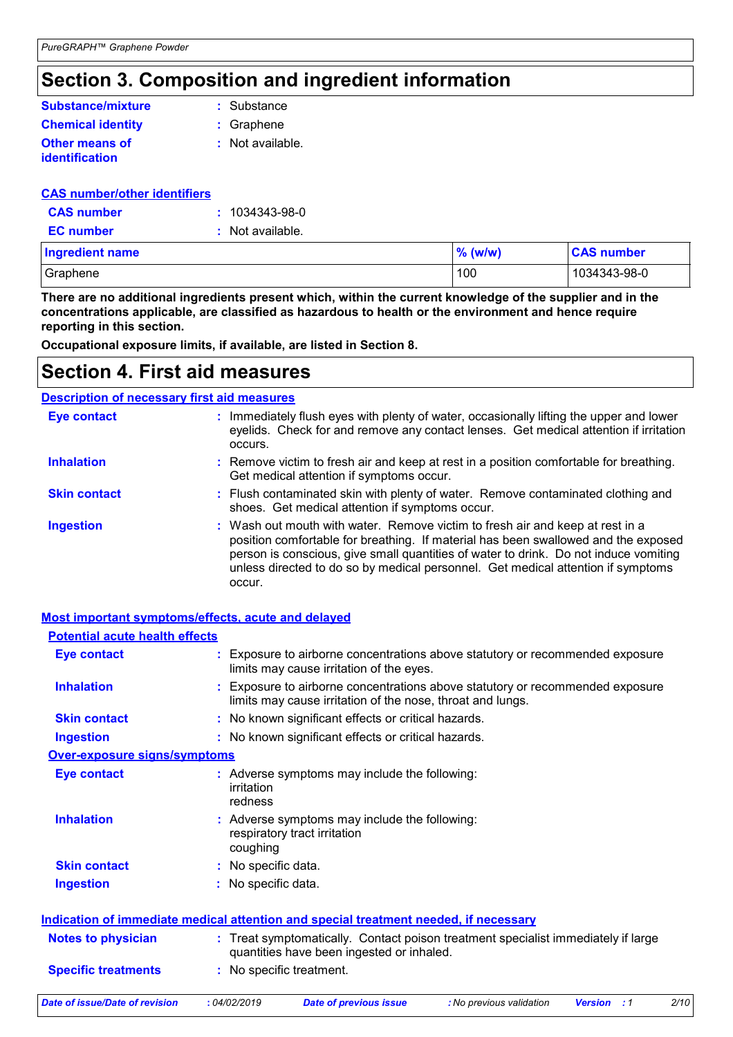# Section 3. Composition and ingredient information

**Substance/mixture** : Substance

**Chemical identity** : Graphene

**Other means of identification** : Not available.

**CAS number/other identifiers**

**CAS number** : 1034343-98-0

**EC number** : Not available.

| Ingredient name | % (w/w) | CAS number |
| --- | --- | --- |
| Graphene | 100 | 1034343-98-0 |

**There are no additional ingredients present which, within the current knowledge of the supplier and in the concentrations applicable, are classified as hazardous to health or the environment and hence require reporting in this section.**

**Occupational exposure limits, if available, are listed in Section 8.**

# Section 4. First aid measures

## Description of necessary first aid measures

**Eye contact** : Immediately flush eyes with plenty of water, occasionally lifting the upper and lower eyelids. Check for and remove any contact lenses. Get medical attention if irritation occurs.

**Inhalation** : Remove victim to fresh air and keep at rest in a position comfortable for breathing. Get medical attention if symptoms occur.

**Skin contact** : Flush contaminated skin with plenty of water. Remove contaminated clothing and shoes. Get medical attention if symptoms occur.

**Ingestion** : Wash out mouth with water. Remove victim to fresh air and keep at rest in a position comfortable for breathing. If material has been swallowed and the exposed person is conscious, give small quantities of water to drink. Do not induce vomiting unless directed to do so by medical personnel. Get medical attention if symptoms occur.

## Most important symptoms/effects, acute and delayed

### Potential acute health effects

**Eye contact** : Exposure to airborne concentrations above statutory or recommended exposure limits may cause irritation of the eyes.

**Inhalation** : Exposure to airborne concentrations above statutory or recommended exposure limits may cause irritation of the nose, throat and lungs.

**Skin contact** : No known significant effects or critical hazards.

**Ingestion** : No known significant effects or critical hazards.

### Over-exposure signs/symptoms

**Eye contact** : Adverse symptoms may include the following:
irritation
redness

**Inhalation** : Adverse symptoms may include the following:
respiratory tract irritation
coughing

**Skin contact** : No specific data.

**Ingestion** : No specific data.

## Indication of immediate medical attention and special treatment needed, if necessary

**Notes to physician** : Treat symptomatically. Contact poison treatment specialist immediately if large quantities have been ingested or inhaled.

**Specific treatments** : No specific treatment.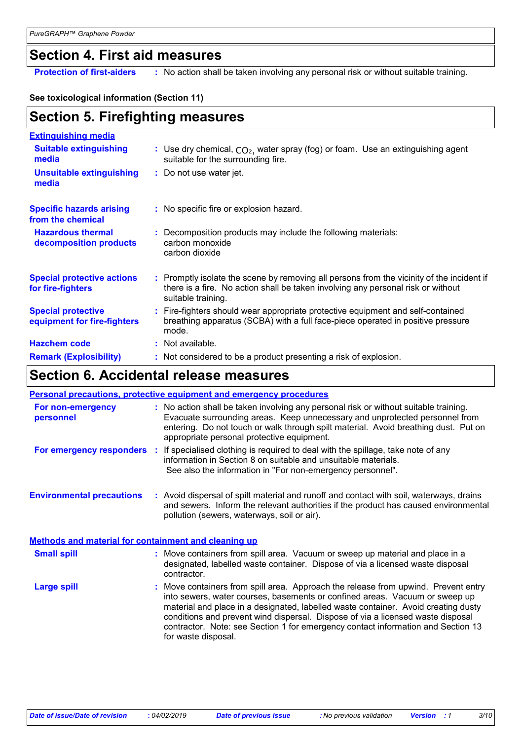## Section 4. First aid measures

**Protection of first-aiders** : No action shall be taken involving any personal risk or without suitable training.

**See toxicological information (Section 11)**

## Section 5. Firefighting measures

**Extinguishing media**

**Suitable extinguishing media** : Use dry chemical, $CO_2$, water spray (fog) or foam. Use an extinguishing agent suitable for the surrounding fire.

**Unsuitable extinguishing media** : Do not use water jet.

**Specific hazards arising from the chemical** : No specific fire or explosion hazard.

**Hazardous thermal decomposition products** : Decomposition products may include the following materials:
carbon monoxide
carbon dioxide

**Special protective actions for fire-fighters** : Promptly isolate the scene by removing all persons from the vicinity of the incident if there is a fire. No action shall be taken involving any personal risk or without suitable training.

**Special protective equipment for fire-fighters** : Fire-fighters should wear appropriate protective equipment and self-contained breathing apparatus (SCBA) with a full face-piece operated in positive pressure mode.

**Hazchem code** : Not available.

**Remark (Explosibility)** : Not considered to be a product presenting a risk of explosion.

## Section 6. Accidental release measures

**Personal precautions, protective equipment and emergency procedures**

**For non-emergency personnel** : No action shall be taken involving any personal risk or without suitable training. Evacuate surrounding areas. Keep unnecessary and unprotected personnel from entering. Do not touch or walk through spilt material. Avoid breathing dust. Put on appropriate personal protective equipment.

**For emergency responders** : If specialised clothing is required to deal with the spillage, take note of any information in Section 8 on suitable and unsuitable materials. See also the information in "For non-emergency personnel".

**Environmental precautions** : Avoid dispersal of spilt material and runoff and contact with soil, waterways, drains and sewers. Inform the relevant authorities if the product has caused environmental pollution (sewers, waterways, soil or air).

**Methods and material for containment and cleaning up**

**Small spill** : Move containers from spill area. Vacuum or sweep up material and place in a designated, labelled waste container. Dispose of via a licensed waste disposal contractor.

**Large spill** : Move containers from spill area. Approach the release from upwind. Prevent entry into sewers, water courses, basements or confined areas. Vacuum or sweep up material and place in a designated, labelled waste container. Avoid creating dusty conditions and prevent wind dispersal. Dispose of via a licensed waste disposal contractor. Note: see Section 1 for emergency contact information and Section 13 for waste disposal.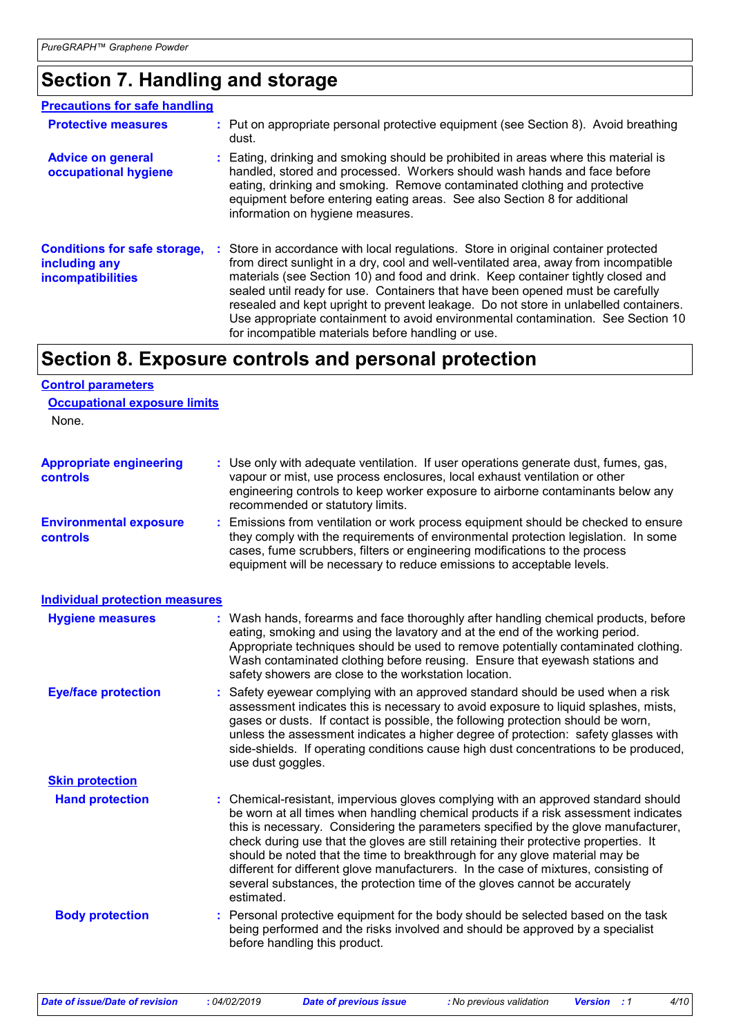# Section 7. Handling and storage

### Precautions for safe handling

**Protective measures** : Put on appropriate personal protective equipment (see Section 8). Avoid breathing dust.

**Advice on general occupational hygiene** : Eating, drinking and smoking should be prohibited in areas where this material is handled, stored and processed. Workers should wash hands and face before eating, drinking and smoking. Remove contaminated clothing and protective equipment before entering eating areas. See also Section 8 for additional information on hygiene measures.

**Conditions for safe storage, including any incompatibilities** : Store in accordance with local regulations. Store in original container protected from direct sunlight in a dry, cool and well-ventilated area, away from incompatible materials (see Section 10) and food and drink. Keep container tightly closed and sealed until ready for use. Containers that have been opened must be carefully resealed and kept upright to prevent leakage. Do not store in unlabelled containers. Use appropriate containment to avoid environmental contamination. See Section 10 for incompatible materials before handling or use.

# Section 8. Exposure controls and personal protection

### Control parameters

#### Occupational exposure limits

None.

**Appropriate engineering controls** : Use only with adequate ventilation. If user operations generate dust, fumes, gas, vapour or mist, use process enclosures, local exhaust ventilation or other engineering controls to keep worker exposure to airborne contaminants below any recommended or statutory limits.

**Environmental exposure controls** : Emissions from ventilation or work process equipment should be checked to ensure they comply with the requirements of environmental protection legislation. In some cases, fume scrubbers, filters or engineering modifications to the process equipment will be necessary to reduce emissions to acceptable levels.

### Individual protection measures

**Hygiene measures** : Wash hands, forearms and face thoroughly after handling chemical products, before eating, smoking and using the lavatory and at the end of the working period. Appropriate techniques should be used to remove potentially contaminated clothing. Wash contaminated clothing before reusing. Ensure that eyewash stations and safety showers are close to the workstation location.

**Eye/face protection** : Safety eyewear complying with an approved standard should be used when a risk assessment indicates this is necessary to avoid exposure to liquid splashes, mists, gases or dusts. If contact is possible, the following protection should be worn, unless the assessment indicates a higher degree of protection: safety glasses with side-shields. If operating conditions cause high dust concentrations to be produced, use dust goggles.

#### Skin protection

**Hand protection** : Chemical-resistant, impervious gloves complying with an approved standard should be worn at all times when handling chemical products if a risk assessment indicates this is necessary. Considering the parameters specified by the glove manufacturer, check during use that the gloves are still retaining their protective properties. It should be noted that the time to breakthrough for any glove material may be different for different glove manufacturers. In the case of mixtures, consisting of several substances, the protection time of the gloves cannot be accurately estimated.

**Body protection** : Personal protective equipment for the body should be selected based on the task being performed and the risks involved and should be approved by a specialist before handling this product.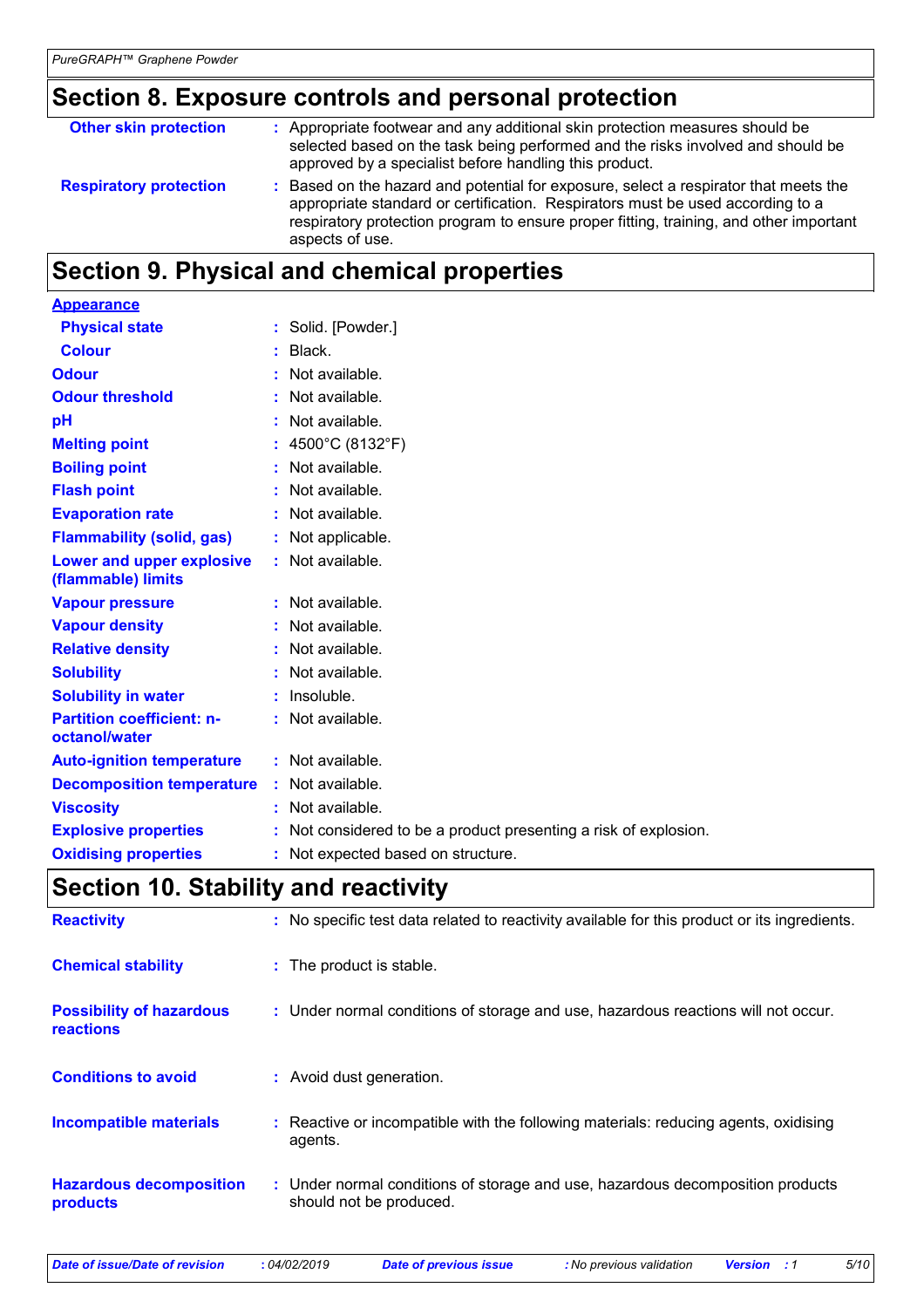## Section 8. Exposure controls and personal protection

| | |
|---|---|
| **Other skin protection** | : Appropriate footwear and any additional skin protection measures should be selected based on the task being performed and the risks involved and should be approved by a specialist before handling this product. |
| **Respiratory protection** | : Based on the hazard and potential for exposure, select a respirator that meets the appropriate standard or certification. Respirators must be used according to a respiratory protection program to ensure proper fitting, training, and other important aspects of use. |

## Section 9. Physical and chemical properties

**Appearance**

| | |
|---|---|
| **Physical state** | : Solid. [Powder.] |
| **Colour** | : Black. |
| **Odour** | : Not available. |
| **Odour threshold** | : Not available. |
| **pH** | : Not available. |
| **Melting point** | : 4500°C (8132°F) |
| **Boiling point** | : Not available. |
| **Flash point** | : Not available. |
| **Evaporation rate** | : Not available. |
| **Flammability (solid, gas)** | : Not applicable. |
| **Lower and upper explosive (flammable) limits** | : Not available. |
| **Vapour pressure** | : Not available. |
| **Vapour density** | : Not available. |
| **Relative density** | : Not available. |
| **Solubility** | : Not available. |
| **Solubility in water** | : Insoluble. |
| **Partition coefficient: n-octanol/water** | : Not available. |
| **Auto-ignition temperature** | : Not available. |
| **Decomposition temperature** | : Not available. |
| **Viscosity** | : Not available. |
| **Explosive properties** | : Not considered to be a product presenting a risk of explosion. |
| **Oxidising properties** | : Not expected based on structure. |

## Section 10. Stability and reactivity

| | |
|---|---|
| **Reactivity** | : No specific test data related to reactivity available for this product or its ingredients. |
| **Chemical stability** | : The product is stable. |
| **Possibility of hazardous reactions** | : Under normal conditions of storage and use, hazardous reactions will not occur. |
| **Conditions to avoid** | : Avoid dust generation. |
| **Incompatible materials** | : Reactive or incompatible with the following materials: reducing agents, oxidising agents. |
| **Hazardous decomposition products** | : Under normal conditions of storage and use, hazardous decomposition products should not be produced. |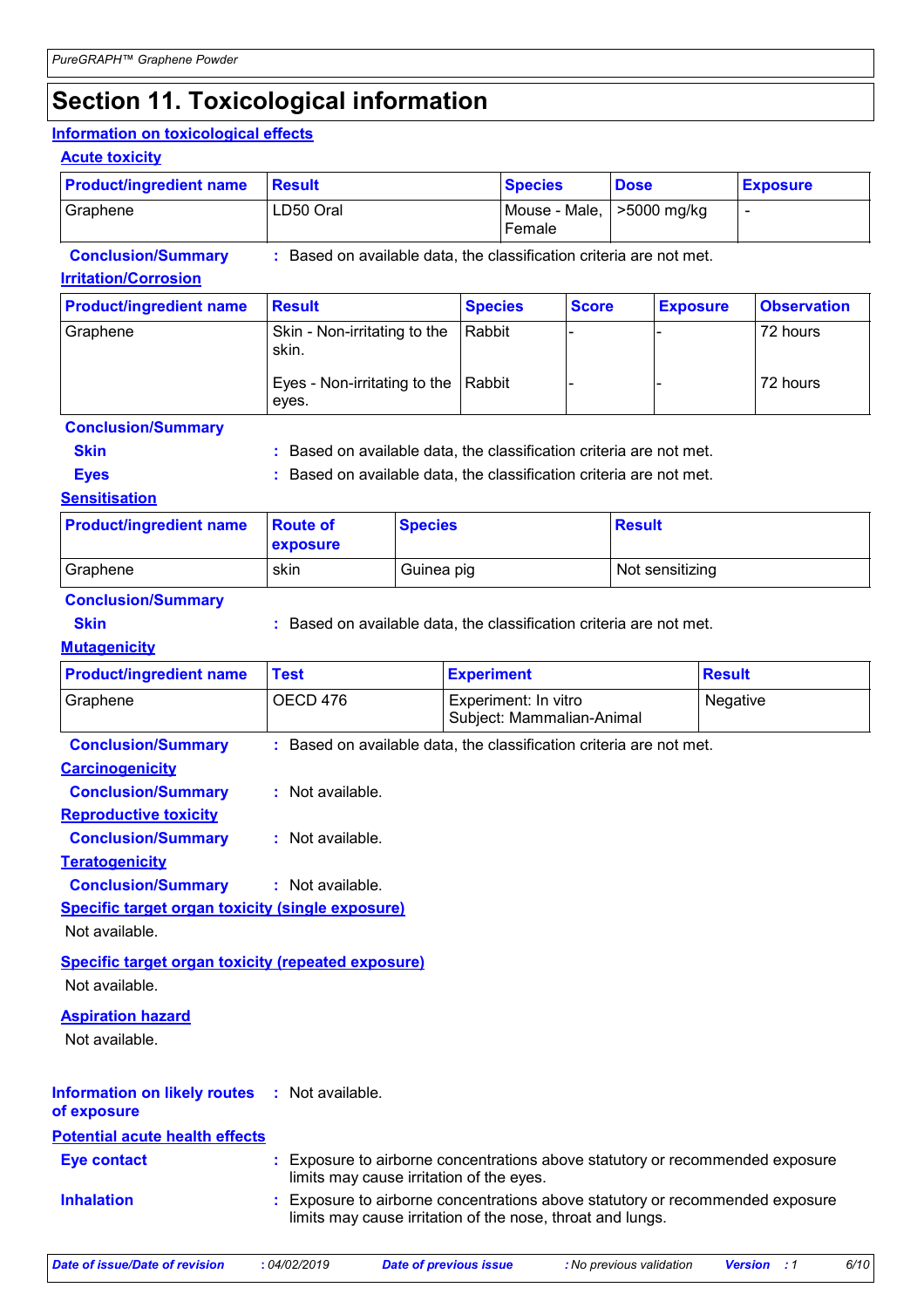# Section 11. Toxicological information

## Information on toxicological effects

### Acute toxicity

| Product/ingredient name | Result | Species | Dose | Exposure |
|---|---|---|---|---|
| Graphene | LD50 Oral | Mouse - Male, Female | >5000 mg/kg | - |

**Conclusion/Summary** : Based on available data, the classification criteria are not met.

### Irritation/Corrosion

| Product/ingredient name | Result | Species | Score | Exposure | Observation |
|---|---|---|---|---|---|
| Graphene | Skin - Non-irritating to the skin. | Rabbit | - | - | 72 hours |
| | Eyes - Non-irritating to the eyes. | Rabbit | - | - | 72 hours |

**Conclusion/Summary**

**Skin** : Based on available data, the classification criteria are not met.

**Eyes** : Based on available data, the classification criteria are not met.

### Sensitisation

| Product/ingredient name | Route of exposure | Species | Result |
|---|---|---|---|
| Graphene | skin | Guinea pig | Not sensitizing |

**Conclusion/Summary**

**Skin** : Based on available data, the classification criteria are not met.

### Mutagenicity

| Product/ingredient name | Test | Experiment | Result |
|---|---|---|---|
| Graphene | OECD 476 | Experiment: In vitro<br>Subject: Mammalian-Animal | Negative |

**Conclusion/Summary** : Based on available data, the classification criteria are not met.

### Carcinogenicity

**Conclusion/Summary** : Not available.

### Reproductive toxicity

**Conclusion/Summary** : Not available.

### Teratogenicity

**Conclusion/Summary** : Not available.

### Specific target organ toxicity (single exposure)

Not available.

### Specific target organ toxicity (repeated exposure)

Not available.

### Aspiration hazard

Not available.

**Information on likely routes of exposure** : Not available.

### Potential acute health effects

**Eye contact** : Exposure to airborne concentrations above statutory or recommended exposure limits may cause irritation of the eyes.

**Inhalation** : Exposure to airborne concentrations above statutory or recommended exposure limits may cause irritation of the nose, throat and lungs.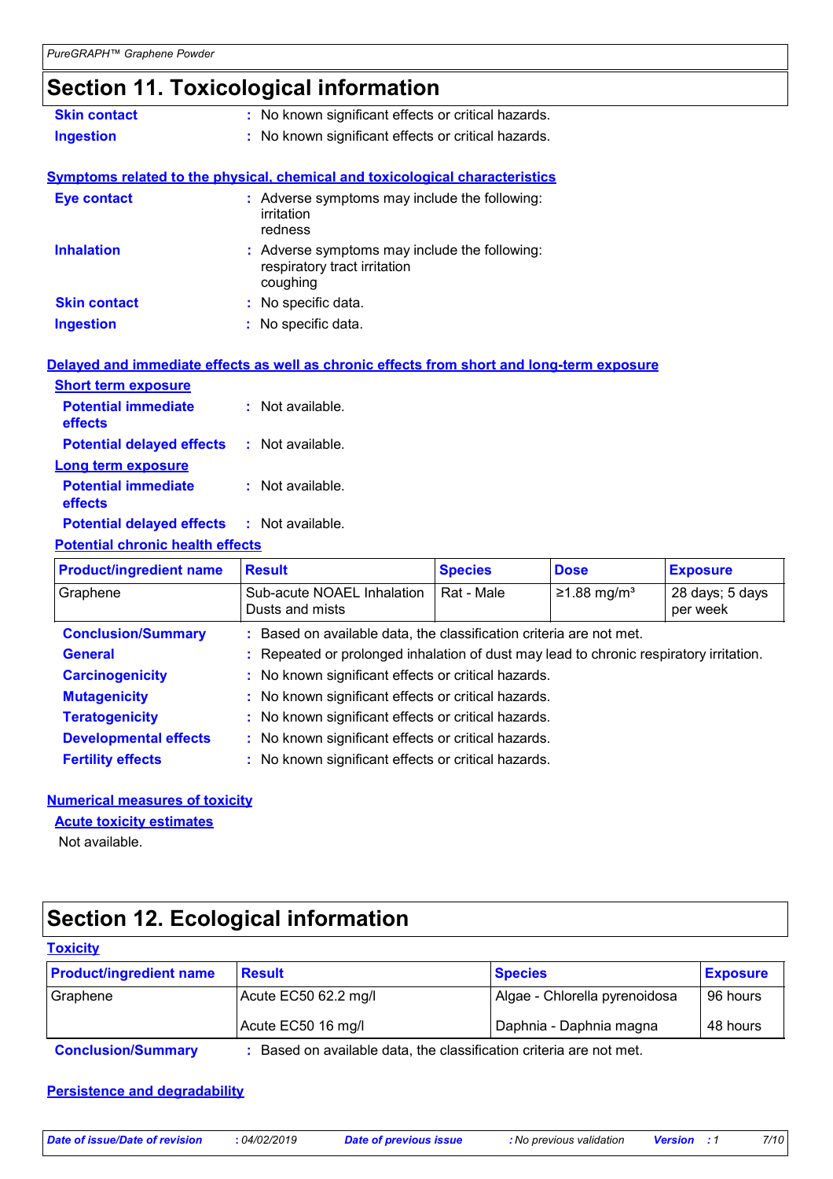# Section 11. Toxicological information

**Skin contact** : No known significant effects or critical hazards.

**Ingestion** : No known significant effects or critical hazards.

**Symptoms related to the physical, chemical and toxicological characteristics**

**Eye contact** : Adverse symptoms may include the following:
irritation
redness

**Inhalation** : Adverse symptoms may include the following:
respiratory tract irritation
coughing

**Skin contact** : No specific data.

**Ingestion** : No specific data.

**Delayed and immediate effects as well as chronic effects from short and long-term exposure**

**Short term exposure**

**Potential immediate effects** : Not available.

**Potential delayed effects** : Not available.

**Long term exposure**

**Potential immediate effects** : Not available.

**Potential delayed effects** : Not available.

**Potential chronic health effects**

| Product/ingredient name | Result | Species | Dose | Exposure |
|---|---|---|---|---|
| Graphene | Sub-acute NOAEL Inhalation Dusts and mists | Rat - Male | ≥1.88 mg/m³ | 28 days; 5 days per week |

**Conclusion/Summary** : Based on available data, the classification criteria are not met.

**General** : Repeated or prolonged inhalation of dust may lead to chronic respiratory irritation.

**Carcinogenicity** : No known significant effects or critical hazards.

**Mutagenicity** : No known significant effects or critical hazards.

**Teratogenicity** : No known significant effects or critical hazards.

**Developmental effects** : No known significant effects or critical hazards.

**Fertility effects** : No known significant effects or critical hazards.

**Numerical measures of toxicity**

**Acute toxicity estimates**

Not available.

# Section 12. Ecological information

**Toxicity**

| Product/ingredient name | Result | Species | Exposure |
|---|---|---|---|
| Graphene | Acute EC50 62.2 mg/l | Algae - Chlorella pyrenoidosa | 96 hours |
| | Acute EC50 16 mg/l | Daphnia - Daphnia magna | 48 hours |

**Conclusion/Summary** : Based on available data, the classification criteria are not met.

**Persistence and degradability**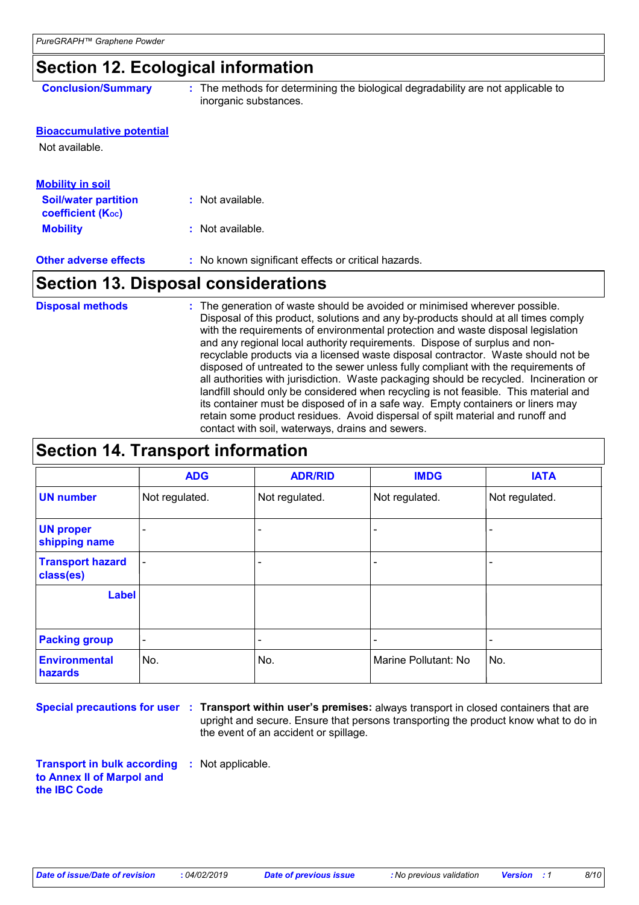## Section 12. Ecological information

**Conclusion/Summary** : The methods for determining the biological degradability are not applicable to inorganic substances.

**Bioaccumulative potential**

Not available.

**Mobility in soil**

**Soil/water partition coefficient ($K_{OC}$)** : Not available.

**Mobility** : Not available.

**Other adverse effects** : No known significant effects or critical hazards.

## Section 13. Disposal considerations

**Disposal methods** : The generation of waste should be avoided or minimised wherever possible. Disposal of this product, solutions and any by-products should at all times comply with the requirements of environmental protection and waste disposal legislation and any regional local authority requirements. Dispose of surplus and non-recyclable products via a licensed waste disposal contractor. Waste should not be disposed of untreated to the sewer unless fully compliant with the requirements of all authorities with jurisdiction. Waste packaging should be recycled. Incineration or landfill should only be considered when recycling is not feasible. This material and its container must be disposed of in a safe way. Empty containers or liners may retain some product residues. Avoid dispersal of spilt material and runoff and contact with soil, waterways, drains and sewers.

## Section 14. Transport information

| | ADG | ADR/RID | IMDG | IATA |
|---|---|---|---|---|
| **UN number** | Not regulated. | Not regulated. | Not regulated. | Not regulated. |
| **UN proper shipping name** | - | - | - | - |
| **Transport hazard class(es)** | - | - | - | - |
| **Label** | | | | |
| **Packing group** | - | - | - | - |
| **Environmental hazards** | No. | No. | Marine Pollutant: No | No. |

**Special precautions for user** : **Transport within user's premises:** always transport in closed containers that are upright and secure. Ensure that persons transporting the product know what to do in the event of an accident or spillage.

**Transport in bulk according to Annex II of Marpol and the IBC Code** : Not applicable.

*Date of issue/Date of revision* : 04/02/2019 *Date of previous issue* : No previous validation *Version* : 1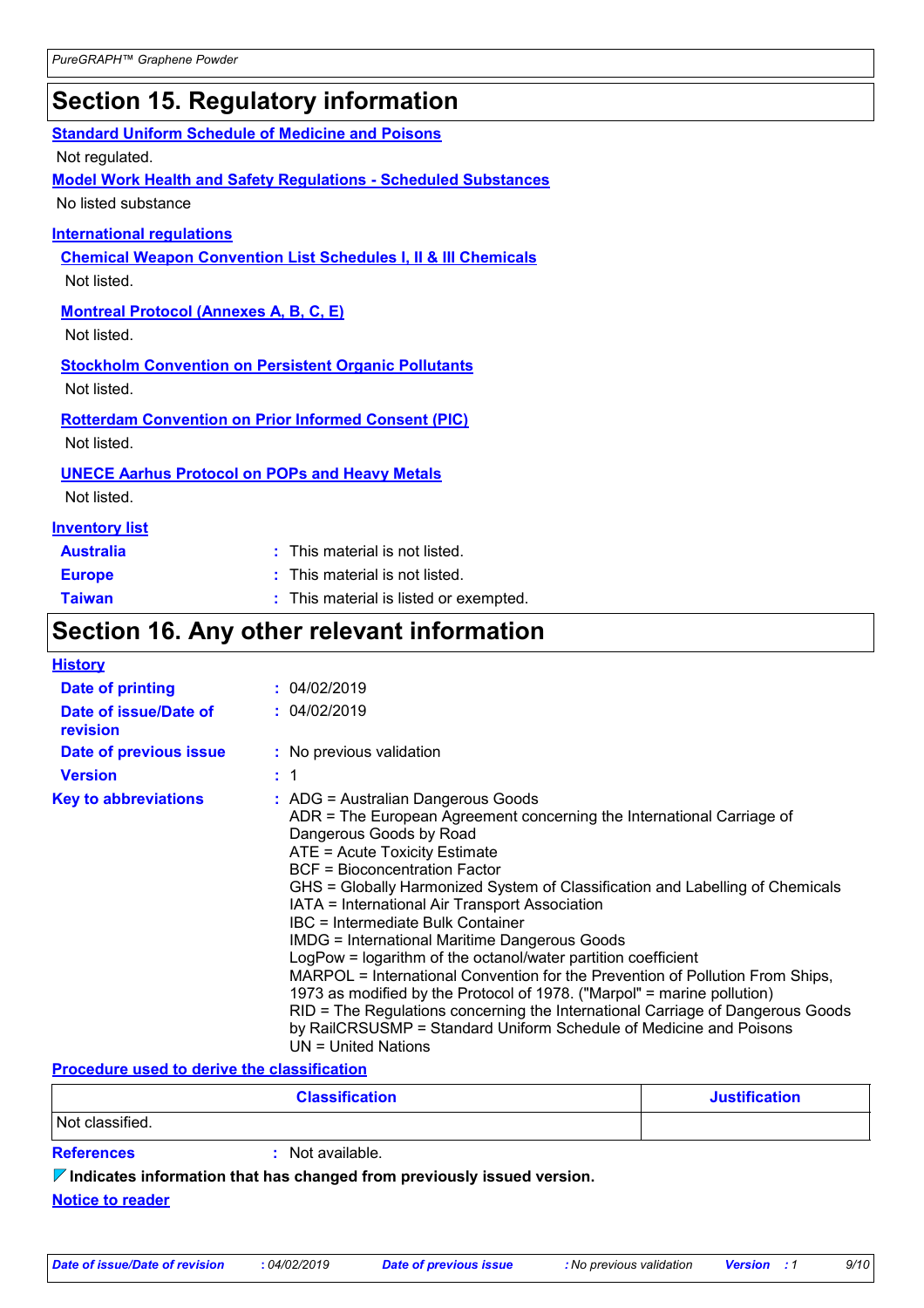# Section 15. Regulatory information

**Standard Uniform Schedule of Medicine and Poisons**

Not regulated.

**Model Work Health and Safety Regulations - Scheduled Substances**

No listed substance

**International regulations**

**Chemical Weapon Convention List Schedules I, II & III Chemicals**

Not listed.

**Montreal Protocol (Annexes A, B, C, E)**

Not listed.

**Stockholm Convention on Persistent Organic Pollutants**

Not listed.

**Rotterdam Convention on Prior Informed Consent (PIC)**

Not listed.

**UNECE Aarhus Protocol on POPs and Heavy Metals**

Not listed.

**Inventory list**

**Australia** : This material is not listed.

**Europe** : This material is not listed.

**Taiwan** : This material is listed or exempted.

# Section 16. Any other relevant information

**History**

**Date of printing** : 04/02/2019

**Date of issue/Date of revision** : 04/02/2019

**Date of previous issue** : No previous validation

**Version** : 1

**Key to abbreviations** : ADG = Australian Dangerous Goods
ADR = The European Agreement concerning the International Carriage of Dangerous Goods by Road
ATE = Acute Toxicity Estimate
BCF = Bioconcentration Factor
GHS = Globally Harmonized System of Classification and Labelling of Chemicals
IATA = International Air Transport Association
IBC = Intermediate Bulk Container
IMDG = International Maritime Dangerous Goods
LogPow = logarithm of the octanol/water partition coefficient
MARPOL = International Convention for the Prevention of Pollution From Ships, 1973 as modified by the Protocol of 1978. ("Marpol" = marine pollution)
RID = The Regulations concerning the International Carriage of Dangerous Goods by RailCRSUSMP = Standard Uniform Schedule of Medicine and Poisons
UN = United Nations

**Procedure used to derive the classification**

| Classification | Justification |
| --- | --- |
| Not classified. | |

**References** : Not available.

**Indicates information that has changed from previously issued version.**

**Notice to reader**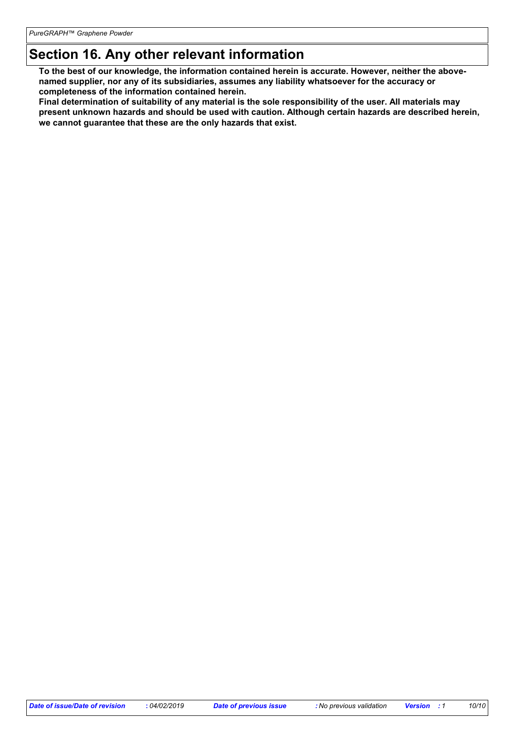## Section 16. Any other relevant information

**To the best of our knowledge, the information contained herein is accurate. However, neither the above-named supplier, nor any of its subsidiaries, assumes any liability whatsoever for the accuracy or completeness of the information contained herein.**

**Final determination of suitability of any material is the sole responsibility of the user. All materials may present unknown hazards and should be used with caution. Although certain hazards are described herein, we cannot guarantee that these are the only hazards that exist.**